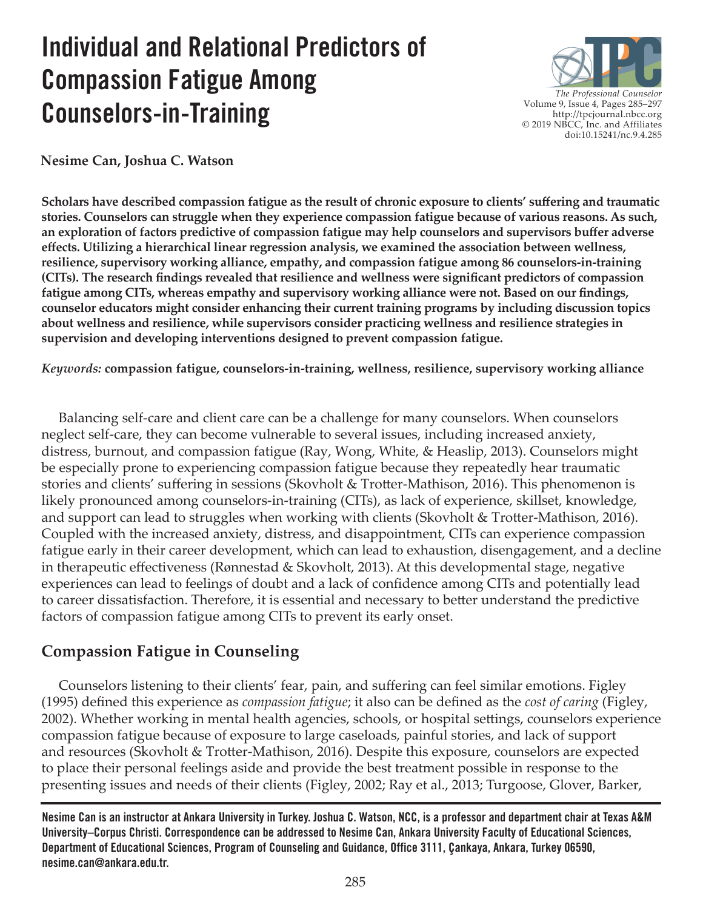# Individual and Relational Predictors of Compassion Fatigue Among Counselors-in-Training

**Nesime Can, Joshua C. Watson**

**Scholars have described compassion fatigue as the result of chronic exposure to clients' suffering and traumatic stories. Counselors can struggle when they experience compassion fatigue because of various reasons. As such, an exploration of factors predictive of compassion fatigue may help counselors and supervisors buffer adverse effects. Utilizing a hierarchical linear regression analysis, we examined the association between wellness, resilience, supervisory working alliance, empathy, and compassion fatigue among 86 counselors-in-training (CITs). The research findings revealed that resilience and wellness were significant predictors of compassion fatigue among CITs, whereas empathy and supervisory working alliance were not. Based on our findings, counselor educators might consider enhancing their current training programs by including discussion topics about wellness and resilience, while supervisors consider practicing wellness and resilience strategies in supervision and developing interventions designed to prevent compassion fatigue.**

*Keywords:* **compassion fatigue, counselors-in-training, wellness, resilience, supervisory working alliance**

Balancing self-care and client care can be a challenge for many counselors. When counselors neglect self-care, they can become vulnerable to several issues, including increased anxiety, distress, burnout, and compassion fatigue (Ray, Wong, White, & Heaslip, 2013). Counselors might be especially prone to experiencing compassion fatigue because they repeatedly hear traumatic stories and clients' suffering in sessions (Skovholt & Trotter-Mathison, 2016). This phenomenon is likely pronounced among counselors-in-training (CITs), as lack of experience, skillset, knowledge, and support can lead to struggles when working with clients (Skovholt & Trotter-Mathison, 2016). Coupled with the increased anxiety, distress, and disappointment, CITs can experience compassion fatigue early in their career development, which can lead to exhaustion, disengagement, and a decline in therapeutic effectiveness (Rønnestad & Skovholt, 2013). At this developmental stage, negative experiences can lead to feelings of doubt and a lack of confidence among CITs and potentially lead to career dissatisfaction. Therefore, it is essential and necessary to better understand the predictive factors of compassion fatigue among CITs to prevent its early onset.

## Compassion Fatigue in Counseling

Counselors listening to their clients' fear, pain, and suffering can feel similar emotions. Figley (1995) defined this experience as *compassion fatigue*; it also can be defined as the *cost of caring* (Figley, 2002). Whether working in mental health agencies, schools, or hospital settings, counselors experience compassion fatigue because of exposure to large caseloads, painful stories, and lack of support and resources (Skovholt & Trotter-Mathison, 2016). Despite this exposure, counselors are expected to place their personal feelings aside and provide the best treatment possible in response to the presenting issues and needs of their clients (Figley, 2002; Ray et al., 2013; Turgoose, Glover, Barker,

Nesime Can is an instructor at Ankara University in Turkey. Joshua C. Watson, NCC, is a professor and department chair at Texas A&M University–Corpus Christi. Correspondence can be addressed to Nesime Can, Ankara University Faculty of Educational Sciences, Department of Educational Sciences, Program of Counseling and Guidance, Office 3111, Çankaya, Ankara, Turkey 06590, nesime.can@ankara.edu.tr.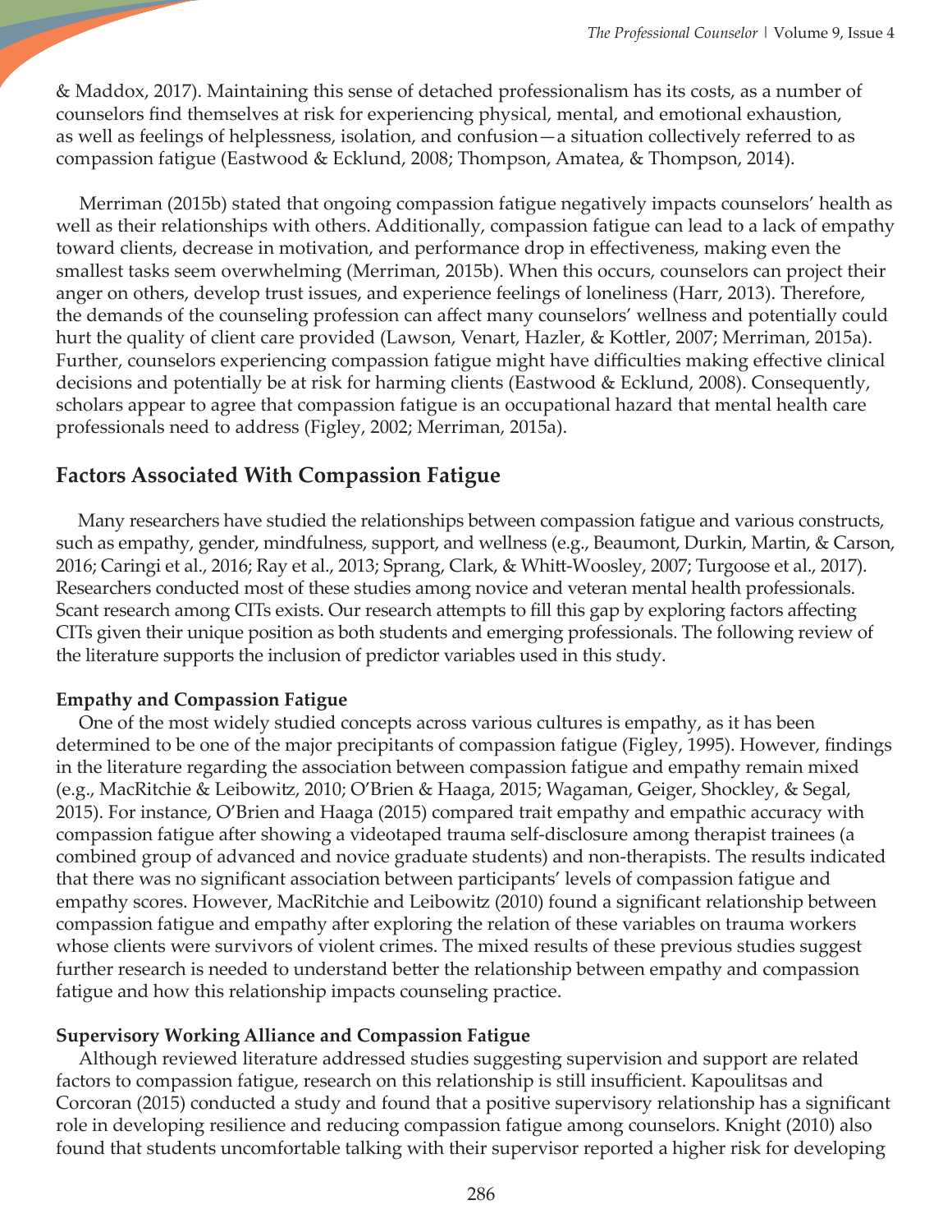& Maddox, 2017). Maintaining this sense of detached professionalism has its costs, as a number of counselors find themselves at risk for experiencing physical, mental, and emotional exhaustion, as well as feelings of helplessness, isolation, and confusion—a situation collectively referred to as compassion fatigue (Eastwood & Ecklund, 2008; Thompson, Amatea, & Thompson, 2014).

Merriman (2015b) stated that ongoing compassion fatigue negatively impacts counselors' health as well as their relationships with others. Additionally, compassion fatigue can lead to a lack of empathy toward clients, decrease in motivation, and performance drop in effectiveness, making even the smallest tasks seem overwhelming (Merriman, 2015b). When this occurs, counselors can project their anger on others, develop trust issues, and experience feelings of loneliness (Harr, 2013). Therefore, the demands of the counseling profession can affect many counselors' wellness and potentially could hurt the quality of client care provided (Lawson, Venart, Hazler, & Kottler, 2007; Merriman, 2015a). Further, counselors experiencing compassion fatigue might have difficulties making effective clinical decisions and potentially be at risk for harming clients (Eastwood & Ecklund, 2008). Consequently, scholars appear to agree that compassion fatigue is an occupational hazard that mental health care professionals need to address (Figley, 2002; Merriman, 2015a).

## Factors Associated With Compassion Fatigue

Many researchers have studied the relationships between compassion fatigue and various constructs, such as empathy, gender, mindfulness, support, and wellness (e.g., Beaumont, Durkin, Martin, & Carson, 2016; Caringi et al., 2016; Ray et al., 2013; Sprang, Clark, & Whitt-Woosley, 2007; Turgoose et al., 2017). Researchers conducted most of these studies among novice and veteran mental health professionals. Scant research among CITs exists. Our research attempts to fill this gap by exploring factors affecting CITs given their unique position as both students and emerging professionals. The following review of the literature supports the inclusion of predictor variables used in this study.

### Empathy and Compassion Fatigue

One of the most widely studied concepts across various cultures is empathy, as it has been determined to be one of the major precipitants of compassion fatigue (Figley, 1995). However, findings in the literature regarding the association between compassion fatigue and empathy remain mixed (e.g., MacRitchie & Leibowitz, 2010; O'Brien & Haaga, 2015; Wagaman, Geiger, Shockley, & Segal, 2015). For instance, O'Brien and Haaga (2015) compared trait empathy and empathic accuracy with compassion fatigue after showing a videotaped trauma self-disclosure among therapist trainees (a combined group of advanced and novice graduate students) and non-therapists. The results indicated that there was no significant association between participants' levels of compassion fatigue and empathy scores. However, MacRitchie and Leibowitz (2010) found a significant relationship between compassion fatigue and empathy after exploring the relation of these variables on trauma workers whose clients were survivors of violent crimes. The mixed results of these previous studies suggest further research is needed to understand better the relationship between empathy and compassion fatigue and how this relationship impacts counseling practice.

### Supervisory Working Alliance and Compassion Fatigue

Although reviewed literature addressed studies suggesting supervision and support are related factors to compassion fatigue, research on this relationship is still insufficient. Kapoulitsas and Corcoran (2015) conducted a study and found that a positive supervisory relationship has a significant role in developing resilience and reducing compassion fatigue among counselors. Knight (2010) also found that students uncomfortable talking with their supervisor reported a higher risk for developing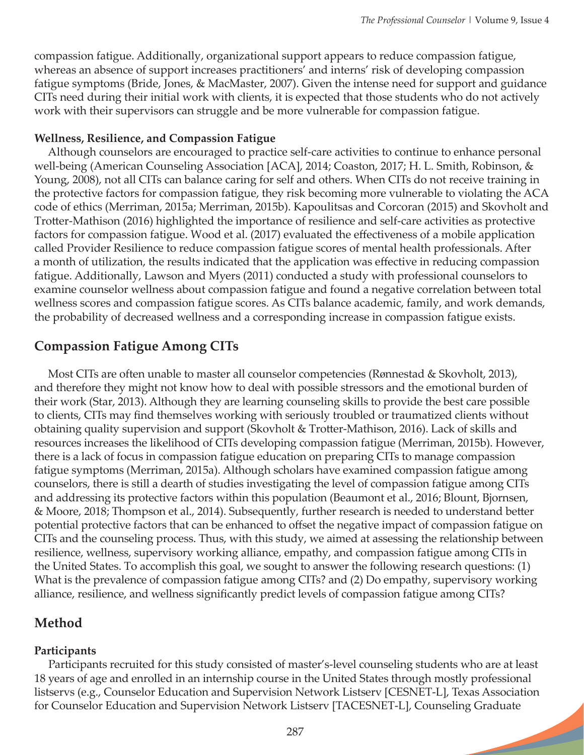compassion fatigue. Additionally, organizational support appears to reduce compassion fatigue, whereas an absence of support increases practitioners' and interns' risk of developing compassion fatigue symptoms (Bride, Jones, & MacMaster, 2007). Given the intense need for support and guidance CITs need during their initial work with clients, it is expected that those students who do not actively work with their supervisors can struggle and be more vulnerable for compassion fatigue.

### Wellness, Resilience, and Compassion Fatigue

Although counselors are encouraged to practice self-care activities to continue to enhance personal well-being (American Counseling Association [ACA], 2014; Coaston, 2017; H. L. Smith, Robinson, & Young, 2008), not all CITs can balance caring for self and others. When CITs do not receive training in the protective factors for compassion fatigue, they risk becoming more vulnerable to violating the ACA code of ethics (Merriman, 2015a; Merriman, 2015b). Kapoulitsas and Corcoran (2015) and Skovholt and Trotter-Mathison (2016) highlighted the importance of resilience and self-care activities as protective factors for compassion fatigue. Wood et al. (2017) evaluated the effectiveness of a mobile application called Provider Resilience to reduce compassion fatigue scores of mental health professionals. After a month of utilization, the results indicated that the application was effective in reducing compassion fatigue. Additionally, Lawson and Myers (2011) conducted a study with professional counselors to examine counselor wellness about compassion fatigue and found a negative correlation between total wellness scores and compassion fatigue scores. As CITs balance academic, family, and work demands, the probability of decreased wellness and a corresponding increase in compassion fatigue exists.

## Compassion Fatigue Among CITs

Most CITs are often unable to master all counselor competencies (Rønnestad & Skovholt, 2013), and therefore they might not know how to deal with possible stressors and the emotional burden of their work (Star, 2013). Although they are learning counseling skills to provide the best care possible to clients, CITs may find themselves working with seriously troubled or traumatized clients without obtaining quality supervision and support (Skovholt & Trotter-Mathison, 2016). Lack of skills and resources increases the likelihood of CITs developing compassion fatigue (Merriman, 2015b). However, there is a lack of focus in compassion fatigue education on preparing CITs to manage compassion fatigue symptoms (Merriman, 2015a). Although scholars have examined compassion fatigue among counselors, there is still a dearth of studies investigating the level of compassion fatigue among CITs and addressing its protective factors within this population (Beaumont et al., 2016; Blount, Bjornsen, & Moore, 2018; Thompson et al., 2014). Subsequently, further research is needed to understand better potential protective factors that can be enhanced to offset the negative impact of compassion fatigue on CITs and the counseling process. Thus, with this study, we aimed at assessing the relationship between resilience, wellness, supervisory working alliance, empathy, and compassion fatigue among CITs in the United States. To accomplish this goal, we sought to answer the following research questions: (1) What is the prevalence of compassion fatigue among CITs? and (2) Do empathy, supervisory working alliance, resilience, and wellness significantly predict levels of compassion fatigue among CITs?

## Method

### Participants

Participants recruited for this study consisted of master's-level counseling students who are at least 18 years of age and enrolled in an internship course in the United States through mostly professional listservs (e.g., Counselor Education and Supervision Network Listserv [CESNET-L], Texas Association for Counselor Education and Supervision Network Listserv [TACESNET-L], Counseling Graduate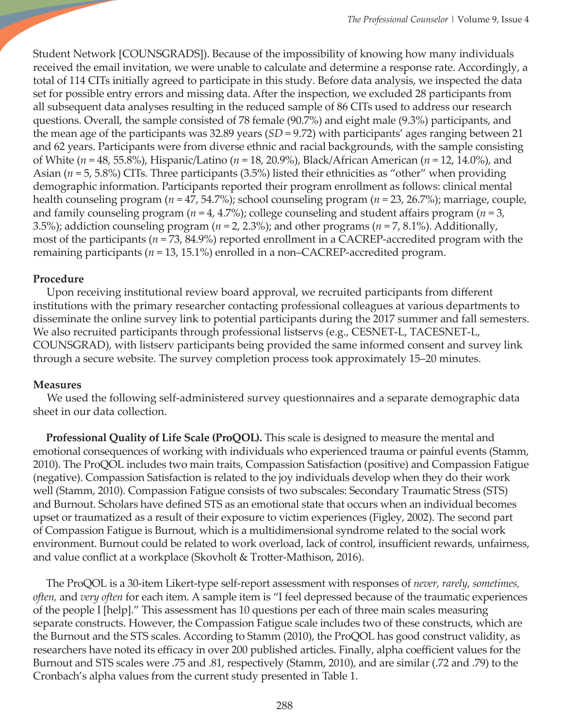Student Network [COUNSGRADS]). Because of the impossibility of knowing how many individuals received the email invitation, we were unable to calculate and determine a response rate. Accordingly, a total of 114 CITs initially agreed to participate in this study. Before data analysis, we inspected the data set for possible entry errors and missing data. After the inspection, we excluded 28 participants from all subsequent data analyses resulting in the reduced sample of 86 CITs used to address our research questions. Overall, the sample consisted of 78 female (90.7%) and eight male (9.3%) participants, and the mean age of the participants was 32.89 years (*SD* = 9.72) with participants' ages ranging between 21 and 62 years. Participants were from diverse ethnic and racial backgrounds, with the sample consisting of White (*n* = 48, 55.8%), Hispanic/Latino (*n* = 18, 20.9%), Black/African American (*n* = 12, 14.0%), and Asian (*n* = 5, 5.8%) CITs. Three participants (3.5%) listed their ethnicities as "other" when providing demographic information. Participants reported their program enrollment as follows: clinical mental health counseling program (*n* = 47, 54.7%); school counseling program (*n* = 23, 26.7%); marriage, couple, and family counseling program (*n* = 4, 4.7%); college counseling and student affairs program (*n* = 3, 3.5%); addiction counseling program (*n* = 2, 2.3%); and other programs (*n* = 7, 8.1%). Additionally, most of the participants (*n* = 73, 84.9%) reported enrollment in a CACREP-accredited program with the remaining participants (*n* = 13, 15.1%) enrolled in a non–CACREP-accredited program.

### Procedure

Upon receiving institutional review board approval, we recruited participants from different institutions with the primary researcher contacting professional colleagues at various departments to disseminate the online survey link to potential participants during the 2017 summer and fall semesters. We also recruited participants through professional listservs (e.g., CESNET-L, TACESNET-L, COUNSGRAD), with listserv participants being provided the same informed consent and survey link through a secure website. The survey completion process took approximately 15–20 minutes.

### Measures

We used the following self-administered survey questionnaires and a separate demographic data sheet in our data collection.

**Professional Quality of Life Scale (ProQOL).** This scale is designed to measure the mental and emotional consequences of working with individuals who experienced trauma or painful events (Stamm, 2010). The ProQOL includes two main traits, Compassion Satisfaction (positive) and Compassion Fatigue (negative). Compassion Satisfaction is related to the joy individuals develop when they do their work well (Stamm, 2010). Compassion Fatigue consists of two subscales: Secondary Traumatic Stress (STS) and Burnout. Scholars have defined STS as an emotional state that occurs when an individual becomes upset or traumatized as a result of their exposure to victim experiences (Figley, 2002). The second part of Compassion Fatigue is Burnout, which is a multidimensional syndrome related to the social work environment. Burnout could be related to work overload, lack of control, insufficient rewards, unfairness, and value conflict at a workplace (Skovholt & Trotter-Mathison, 2016).

The ProQOL is a 30-item Likert-type self-report assessment with responses of *never, rarely, sometimes, often,* and *very often* for each item. A sample item is "I feel depressed because of the traumatic experiences of the people I [help]." This assessment has 10 questions per each of three main scales measuring separate constructs. However, the Compassion Fatigue scale includes two of these constructs, which are the Burnout and the STS scales. According to Stamm (2010), the ProQOL has good construct validity, as researchers have noted its efficacy in over 200 published articles. Finally, alpha coefficient values for the Burnout and STS scales were .75 and .81, respectively (Stamm, 2010), and are similar (.72 and .79) to the Cronbach's alpha values from the current study presented in Table 1.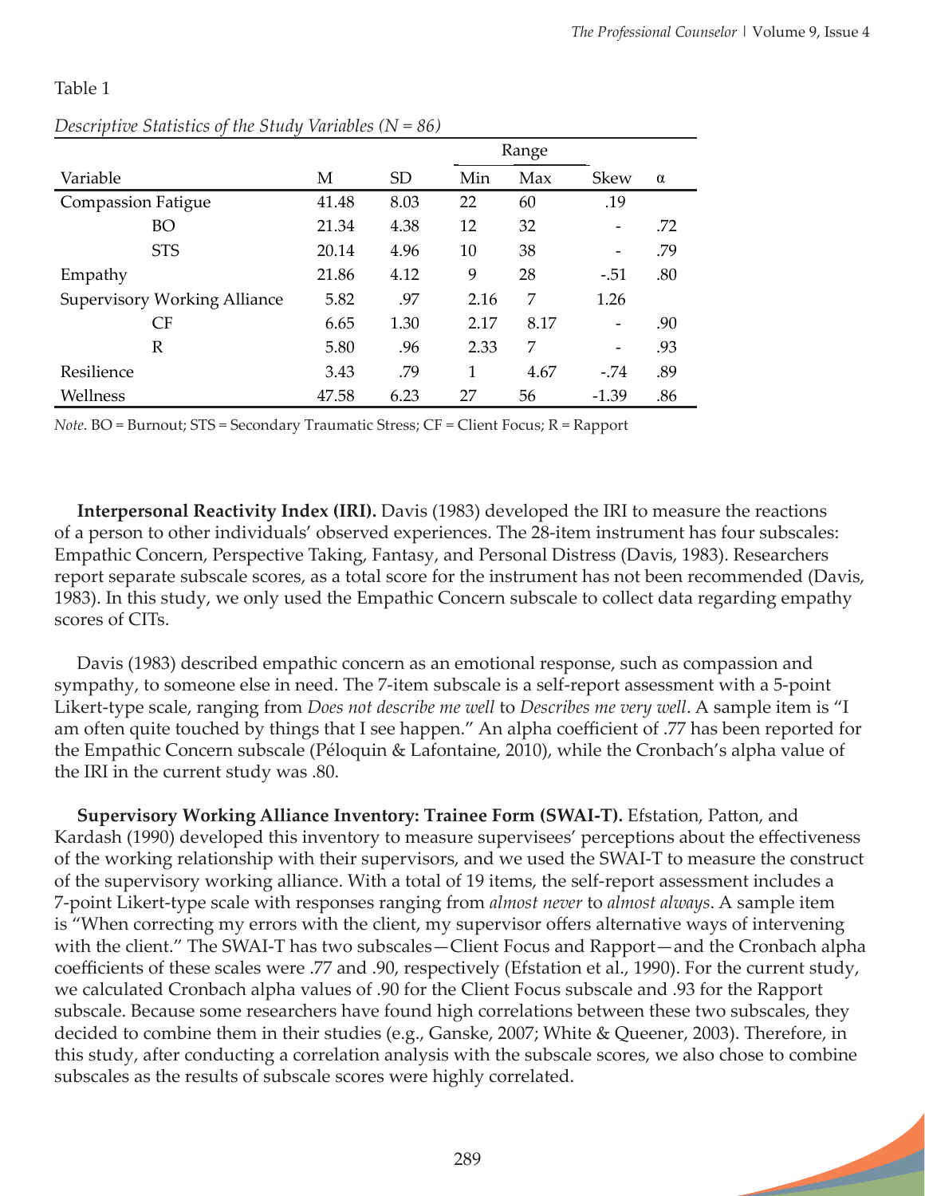Table 1

*Descriptive Statistics of the Study Variables (N = 86)*

| Variable | M | SD | Range | | Skew | α |
|---|---|---|---|---|---|---|
| | | | Min | Max | | |
| Compassion Fatigue | 41.48 | 8.03 | 22 | 60 | .19 | |
| BO | 21.34 | 4.38 | 12 | 32 | - | .72 |
| STS | 20.14 | 4.96 | 10 | 38 | - | .79 |
| Empathy | 21.86 | 4.12 | 9 | 28 | -.51 | .80 |
| Supervisory Working Alliance | 5.82 | .97 | 2.16 | 7 | 1.26 | |
| CF | 6.65 | 1.30 | 2.17 | 8.17 | - | .90 |
| R | 5.80 | .96 | 2.33 | 7 | - | .93 |
| Resilience | 3.43 | .79 | 1 | 4.67 | -.74 | .89 |
| Wellness | 47.58 | 6.23 | 27 | 56 | -1.39 | .86 |

*Note.* BO = Burnout; STS = Secondary Traumatic Stress; CF = Client Focus; R = Rapport

**Interpersonal Reactivity Index (IRI).** Davis (1983) developed the IRI to measure the reactions of a person to other individuals' observed experiences. The 28-item instrument has four subscales: Empathic Concern, Perspective Taking, Fantasy, and Personal Distress (Davis, 1983). Researchers report separate subscale scores, as a total score for the instrument has not been recommended (Davis, 1983). In this study, we only used the Empathic Concern subscale to collect data regarding empathy scores of CITs.

Davis (1983) described empathic concern as an emotional response, such as compassion and sympathy, to someone else in need. The 7-item subscale is a self-report assessment with a 5-point Likert-type scale, ranging from *Does not describe me well* to *Describes me very well*. A sample item is "I am often quite touched by things that I see happen." An alpha coefficient of .77 has been reported for the Empathic Concern subscale (Péloquin & Lafontaine, 2010), while the Cronbach's alpha value of the IRI in the current study was .80.

**Supervisory Working Alliance Inventory: Trainee Form (SWAI-T).** Efstation, Patton, and Kardash (1990) developed this inventory to measure supervisees' perceptions about the effectiveness of the working relationship with their supervisors, and we used the SWAI-T to measure the construct of the supervisory working alliance. With a total of 19 items, the self-report assessment includes a 7-point Likert-type scale with responses ranging from *almost never* to *almost always*. A sample item is "When correcting my errors with the client, my supervisor offers alternative ways of intervening with the client." The SWAI-T has two subscales—Client Focus and Rapport—and the Cronbach alpha coefficients of these scales were .77 and .90, respectively (Efstation et al., 1990). For the current study, we calculated Cronbach alpha values of .90 for the Client Focus subscale and .93 for the Rapport subscale. Because some researchers have found high correlations between these two subscales, they decided to combine them in their studies (e.g., Ganske, 2007; White & Queener, 2003). Therefore, in this study, after conducting a correlation analysis with the subscale scores, we also chose to combine subscales as the results of subscale scores were highly correlated.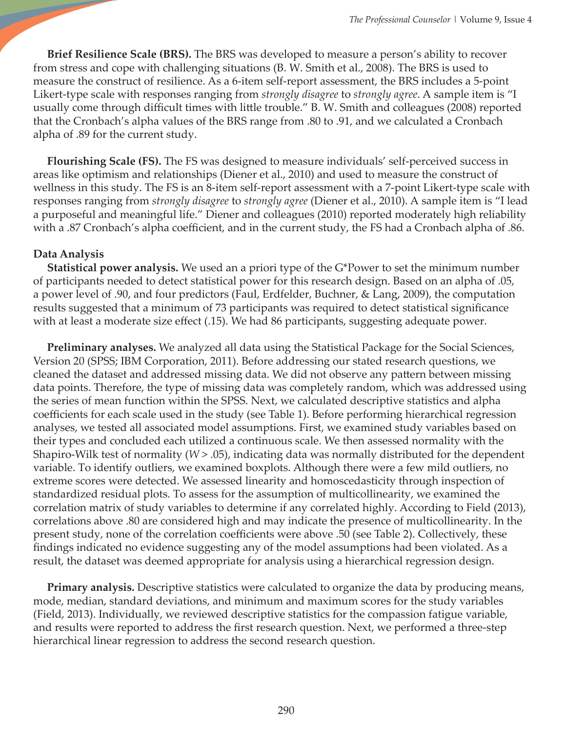**Brief Resilience Scale (BRS).** The BRS was developed to measure a person's ability to recover from stress and cope with challenging situations (B. W. Smith et al., 2008). The BRS is used to measure the construct of resilience. As a 6-item self-report assessment, the BRS includes a 5-point Likert-type scale with responses ranging from *strongly disagree* to *strongly agree*. A sample item is "I usually come through difficult times with little trouble." B. W. Smith and colleagues (2008) reported that the Cronbach's alpha values of the BRS range from .80 to .91, and we calculated a Cronbach alpha of .89 for the current study.

**Flourishing Scale (FS).** The FS was designed to measure individuals' self-perceived success in areas like optimism and relationships (Diener et al., 2010) and used to measure the construct of wellness in this study. The FS is an 8-item self-report assessment with a 7-point Likert-type scale with responses ranging from *strongly disagree* to *strongly agree* (Diener et al., 2010). A sample item is "I lead a purposeful and meaningful life." Diener and colleagues (2010) reported moderately high reliability with a .87 Cronbach's alpha coefficient, and in the current study, the FS had a Cronbach alpha of .86.

### Data Analysis

**Statistical power analysis.** We used an a priori type of the G*Power to set the minimum number of participants needed to detect statistical power for this research design. Based on an alpha of .05, a power level of .90, and four predictors (Faul, Erdfelder, Buchner, & Lang, 2009), the computation results suggested that a minimum of 73 participants was required to detect statistical significance with at least a moderate size effect (.15). We had 86 participants, suggesting adequate power.

**Preliminary analyses.** We analyzed all data using the Statistical Package for the Social Sciences, Version 20 (SPSS; IBM Corporation, 2011). Before addressing our stated research questions, we cleaned the dataset and addressed missing data. We did not observe any pattern between missing data points. Therefore, the type of missing data was completely random, which was addressed using the series of mean function within the SPSS. Next, we calculated descriptive statistics and alpha coefficients for each scale used in the study (see Table 1). Before performing hierarchical regression analyses, we tested all associated model assumptions. First, we examined study variables based on their types and concluded each utilized a continuous scale. We then assessed normality with the Shapiro-Wilk test of normality ($W > .05$), indicating data was normally distributed for the dependent variable. To identify outliers, we examined boxplots. Although there were a few mild outliers, no extreme scores were detected. We assessed linearity and homoscedasticity through inspection of standardized residual plots. To assess for the assumption of multicollinearity, we examined the correlation matrix of study variables to determine if any correlated highly. According to Field (2013), correlations above .80 are considered high and may indicate the presence of multicollinearity. In the present study, none of the correlation coefficients were above .50 (see Table 2). Collectively, these findings indicated no evidence suggesting any of the model assumptions had been violated. As a result, the dataset was deemed appropriate for analysis using a hierarchical regression design.

**Primary analysis.** Descriptive statistics were calculated to organize the data by producing means, mode, median, standard deviations, and minimum and maximum scores for the study variables (Field, 2013). Individually, we reviewed descriptive statistics for the compassion fatigue variable, and results were reported to address the first research question. Next, we performed a three-step hierarchical linear regression to address the second research question.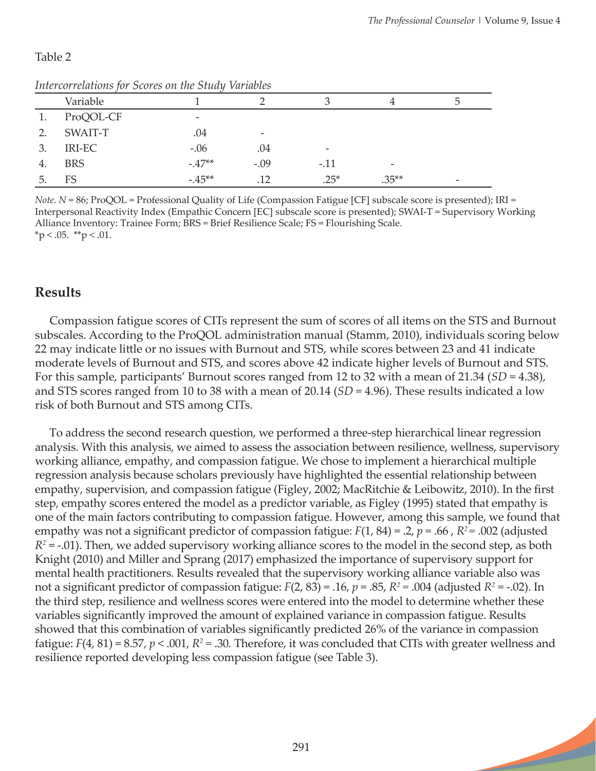Table 2

*Intercorrelations for Scores on the Study Variables*

| | Variable | 1 | 2 | 3 | 4 | 5 |
|---|---|---|---|---|---|---|
| 1. | ProQOL-CF | - | | | | |
| 2. | SWAIT-T | .04 | - | | | |
| 3. | IRI-EC | -.06 | .04 | - | | |
| 4. | BRS | -.47** | -.09 | -.11 | - | |
| 5. | FS | -.45** | .12 | .25* | .35** | - |

*Note*. *N* = 86; ProQOL = Professional Quality of Life (Compassion Fatigue [CF] subscale score is presented); IRI = Interpersonal Reactivity Index (Empathic Concern [EC] subscale score is presented); SWAI-T = Supervisory Working Alliance Inventory: Trainee Form; BRS = Brief Resilience Scale; FS = Flourishing Scale.
*p < .05. **p < .01.

## Results

Compassion fatigue scores of CITs represent the sum of scores of all items on the STS and Burnout subscales. According to the ProQOL administration manual (Stamm, 2010), individuals scoring below 22 may indicate little or no issues with Burnout and STS, while scores between 23 and 41 indicate moderate levels of Burnout and STS, and scores above 42 indicate higher levels of Burnout and STS. For this sample, participants' Burnout scores ranged from 12 to 32 with a mean of 21.34 (*SD* = 4.38), and STS scores ranged from 10 to 38 with a mean of 20.14 (*SD* = 4.96). These results indicated a low risk of both Burnout and STS among CITs.

To address the second research question, we performed a three-step hierarchical linear regression analysis. With this analysis, we aimed to assess the association between resilience, wellness, supervisory working alliance, empathy, and compassion fatigue. We chose to implement a hierarchical multiple regression analysis because scholars previously have highlighted the essential relationship between empathy, supervision, and compassion fatigue (Figley, 2002; MacRitchie & Leibowitz, 2010). In the first step, empathy scores entered the model as a predictor variable, as Figley (1995) stated that empathy is one of the main factors contributing to compassion fatigue. However, among this sample, we found that empathy was not a significant predictor of compassion fatigue: $F(1, 84) = .2$, $p = .66$ , $R^2 = .002$ (adjusted $R^2 = -.01$). Then, we added supervisory working alliance scores to the model in the second step, as both Knight (2010) and Miller and Sprang (2017) emphasized the importance of supervisory support for mental health practitioners. Results revealed that the supervisory working alliance variable also was not a significant predictor of compassion fatigue: $F(2, 83) = .16$, $p = .85$, $R^2 = .004$ (adjusted $R^2 = -.02$). In the third step, resilience and wellness scores were entered into the model to determine whether these variables significantly improved the amount of explained variance in compassion fatigue. Results showed that this combination of variables significantly predicted 26% of the variance in compassion fatigue: $F(4, 81) = 8.57$, $p < .001$, $R^2 = .30$. Therefore, it was concluded that CITs with greater wellness and resilience reported developing less compassion fatigue (see Table 3).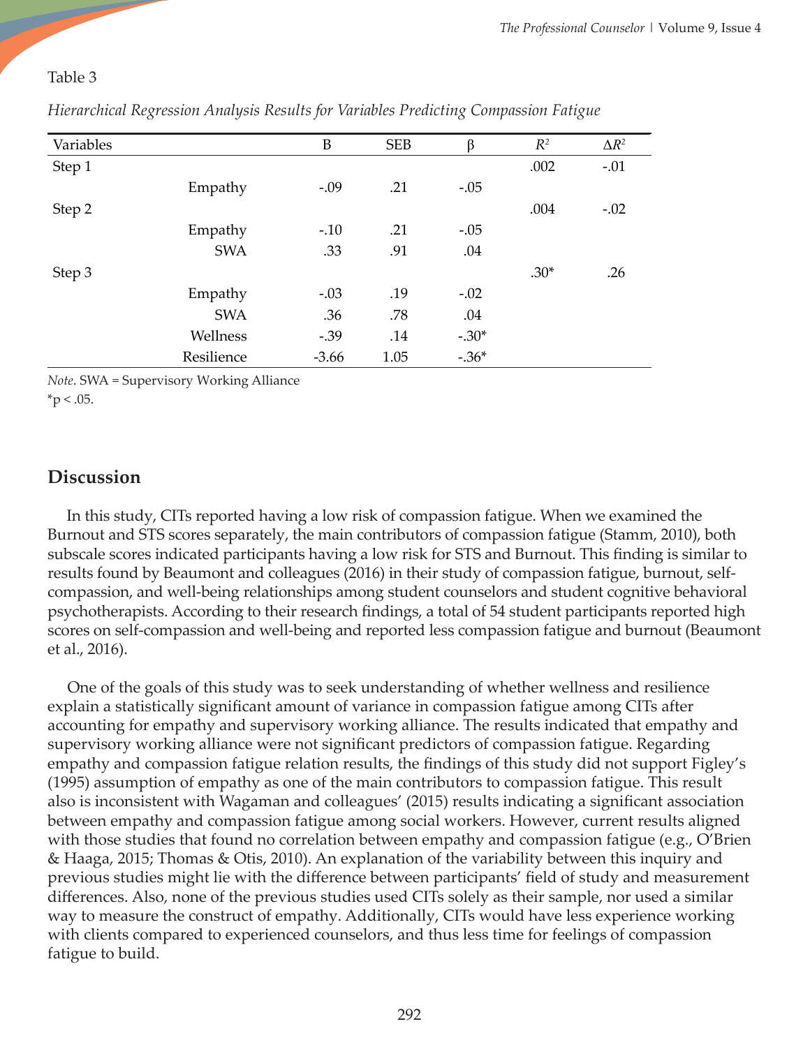Table 3

*Hierarchical Regression Analysis Results for Variables Predicting Compassion Fatigue*

| Variables | | B | SEB | β | $R^2$ | $\Delta R^2$ |
|---|---|---|---|---|---|---|
| Step 1 | | | | | .002 | -.01 |
| | Empathy | -.09 | .21 | -.05 | | |
| Step 2 | | | | | .004 | -.02 |
| | Empathy | -.10 | .21 | -.05 | | |
| | SWA | .33 | .91 | .04 | | |
| Step 3 | | | | | .30* | .26 |
| | Empathy | -.03 | .19 | -.02 | | |
| | SWA | .36 | .78 | .04 | | |
| | Wellness | -.39 | .14 | -.30* | | |
| | Resilience | -3.66 | 1.05 | -.36* | | |

*Note*. SWA = Supervisory Working Alliance
*$p < .05$.

## Discussion

In this study, CITs reported having a low risk of compassion fatigue. When we examined the Burnout and STS scores separately, the main contributors of compassion fatigue (Stamm, 2010), both subscale scores indicated participants having a low risk for STS and Burnout. This finding is similar to results found by Beaumont and colleagues (2016) in their study of compassion fatigue, burnout, self-compassion, and well-being relationships among student counselors and student cognitive behavioral psychotherapists. According to their research findings, a total of 54 student participants reported high scores on self-compassion and well-being and reported less compassion fatigue and burnout (Beaumont et al., 2016).

One of the goals of this study was to seek understanding of whether wellness and resilience explain a statistically significant amount of variance in compassion fatigue among CITs after accounting for empathy and supervisory working alliance. The results indicated that empathy and supervisory working alliance were not significant predictors of compassion fatigue. Regarding empathy and compassion fatigue relation results, the findings of this study did not support Figley's (1995) assumption of empathy as one of the main contributors to compassion fatigue. This result also is inconsistent with Wagaman and colleagues' (2015) results indicating a significant association between empathy and compassion fatigue among social workers. However, current results aligned with those studies that found no correlation between empathy and compassion fatigue (e.g., O'Brien & Haaga, 2015; Thomas & Otis, 2010). An explanation of the variability between this inquiry and previous studies might lie with the difference between participants' field of study and measurement differences. Also, none of the previous studies used CITs solely as their sample, nor used a similar way to measure the construct of empathy. Additionally, CITs would have less experience working with clients compared to experienced counselors, and thus less time for feelings of compassion fatigue to build.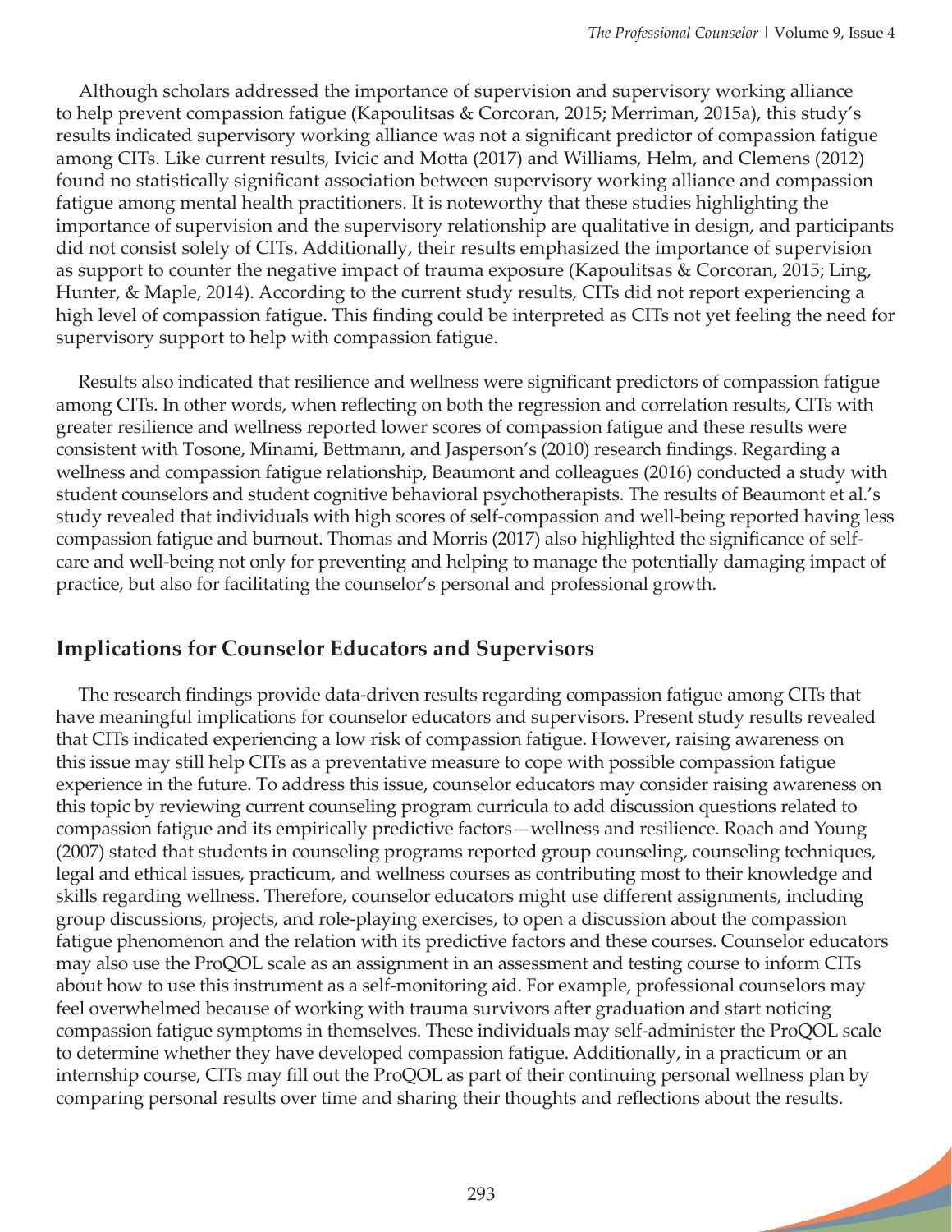Although scholars addressed the importance of supervision and supervisory working alliance to help prevent compassion fatigue (Kapoulitsas & Corcoran, 2015; Merriman, 2015a), this study's results indicated supervisory working alliance was not a significant predictor of compassion fatigue among CITs. Like current results, Ivicic and Motta (2017) and Williams, Helm, and Clemens (2012) found no statistically significant association between supervisory working alliance and compassion fatigue among mental health practitioners. It is noteworthy that these studies highlighting the importance of supervision and the supervisory relationship are qualitative in design, and participants did not consist solely of CITs. Additionally, their results emphasized the importance of supervision as support to counter the negative impact of trauma exposure (Kapoulitsas & Corcoran, 2015; Ling, Hunter, & Maple, 2014). According to the current study results, CITs did not report experiencing a high level of compassion fatigue. This finding could be interpreted as CITs not yet feeling the need for supervisory support to help with compassion fatigue.

Results also indicated that resilience and wellness were significant predictors of compassion fatigue among CITs. In other words, when reflecting on both the regression and correlation results, CITs with greater resilience and wellness reported lower scores of compassion fatigue and these results were consistent with Tosone, Minami, Bettmann, and Jasperson's (2010) research findings. Regarding a wellness and compassion fatigue relationship, Beaumont and colleagues (2016) conducted a study with student counselors and student cognitive behavioral psychotherapists. The results of Beaumont et al.'s study revealed that individuals with high scores of self-compassion and well-being reported having less compassion fatigue and burnout. Thomas and Morris (2017) also highlighted the significance of self-care and well-being not only for preventing and helping to manage the potentially damaging impact of practice, but also for facilitating the counselor's personal and professional growth.

## Implications for Counselor Educators and Supervisors

The research findings provide data-driven results regarding compassion fatigue among CITs that have meaningful implications for counselor educators and supervisors. Present study results revealed that CITs indicated experiencing a low risk of compassion fatigue. However, raising awareness on this issue may still help CITs as a preventative measure to cope with possible compassion fatigue experience in the future. To address this issue, counselor educators may consider raising awareness on this topic by reviewing current counseling program curricula to add discussion questions related to compassion fatigue and its empirically predictive factors—wellness and resilience. Roach and Young (2007) stated that students in counseling programs reported group counseling, counseling techniques, legal and ethical issues, practicum, and wellness courses as contributing most to their knowledge and skills regarding wellness. Therefore, counselor educators might use different assignments, including group discussions, projects, and role-playing exercises, to open a discussion about the compassion fatigue phenomenon and the relation with its predictive factors and these courses. Counselor educators may also use the ProQOL scale as an assignment in an assessment and testing course to inform CITs about how to use this instrument as a self-monitoring aid. For example, professional counselors may feel overwhelmed because of working with trauma survivors after graduation and start noticing compassion fatigue symptoms in themselves. These individuals may self-administer the ProQOL scale to determine whether they have developed compassion fatigue. Additionally, in a practicum or an internship course, CITs may fill out the ProQOL as part of their continuing personal wellness plan by comparing personal results over time and sharing their thoughts and reflections about the results.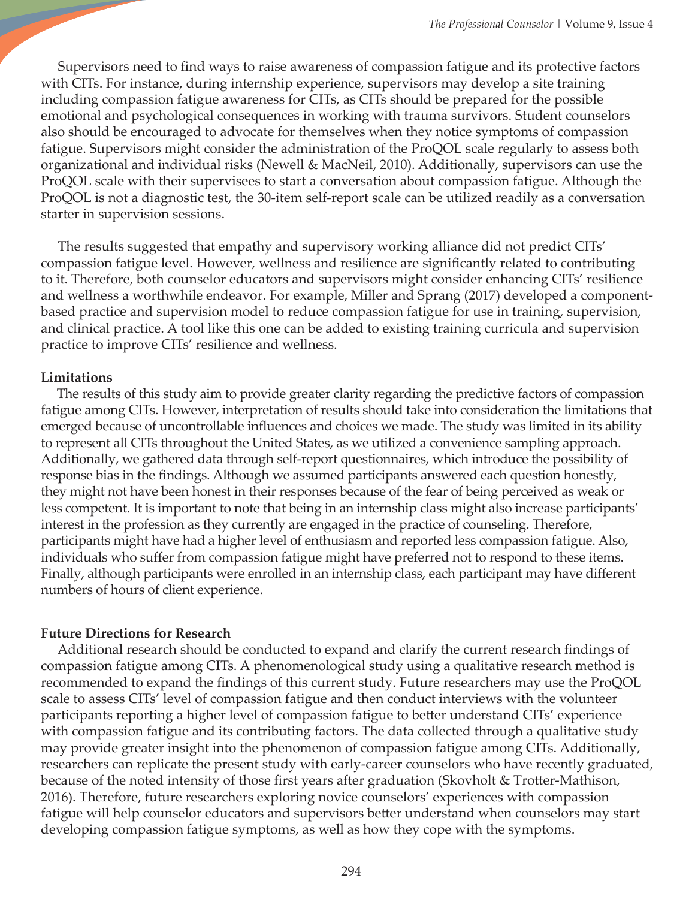Supervisors need to find ways to raise awareness of compassion fatigue and its protective factors with CITs. For instance, during internship experience, supervisors may develop a site training including compassion fatigue awareness for CITs, as CITs should be prepared for the possible emotional and psychological consequences in working with trauma survivors. Student counselors also should be encouraged to advocate for themselves when they notice symptoms of compassion fatigue. Supervisors might consider the administration of the ProQOL scale regularly to assess both organizational and individual risks (Newell & MacNeil, 2010). Additionally, supervisors can use the ProQOL scale with their supervisees to start a conversation about compassion fatigue. Although the ProQOL is not a diagnostic test, the 30-item self-report scale can be utilized readily as a conversation starter in supervision sessions.

The results suggested that empathy and supervisory working alliance did not predict CITs' compassion fatigue level. However, wellness and resilience are significantly related to contributing to it. Therefore, both counselor educators and supervisors might consider enhancing CITs' resilience and wellness a worthwhile endeavor. For example, Miller and Sprang (2017) developed a component-based practice and supervision model to reduce compassion fatigue for use in training, supervision, and clinical practice. A tool like this one can be added to existing training curricula and supervision practice to improve CITs' resilience and wellness.

**Limitations**

The results of this study aim to provide greater clarity regarding the predictive factors of compassion fatigue among CITs. However, interpretation of results should take into consideration the limitations that emerged because of uncontrollable influences and choices we made. The study was limited in its ability to represent all CITs throughout the United States, as we utilized a convenience sampling approach. Additionally, we gathered data through self-report questionnaires, which introduce the possibility of response bias in the findings. Although we assumed participants answered each question honestly, they might not have been honest in their responses because of the fear of being perceived as weak or less competent. It is important to note that being in an internship class might also increase participants' interest in the profession as they currently are engaged in the practice of counseling. Therefore, participants might have had a higher level of enthusiasm and reported less compassion fatigue. Also, individuals who suffer from compassion fatigue might have preferred not to respond to these items. Finally, although participants were enrolled in an internship class, each participant may have different numbers of hours of client experience.

**Future Directions for Research**

Additional research should be conducted to expand and clarify the current research findings of compassion fatigue among CITs. A phenomenological study using a qualitative research method is recommended to expand the findings of this current study. Future researchers may use the ProQOL scale to assess CITs' level of compassion fatigue and then conduct interviews with the volunteer participants reporting a higher level of compassion fatigue to better understand CITs' experience with compassion fatigue and its contributing factors. The data collected through a qualitative study may provide greater insight into the phenomenon of compassion fatigue among CITs. Additionally, researchers can replicate the present study with early-career counselors who have recently graduated, because of the noted intensity of those first years after graduation (Skovholt & Trotter-Mathison, 2016). Therefore, future researchers exploring novice counselors' experiences with compassion fatigue will help counselor educators and supervisors better understand when counselors may start developing compassion fatigue symptoms, as well as how they cope with the symptoms.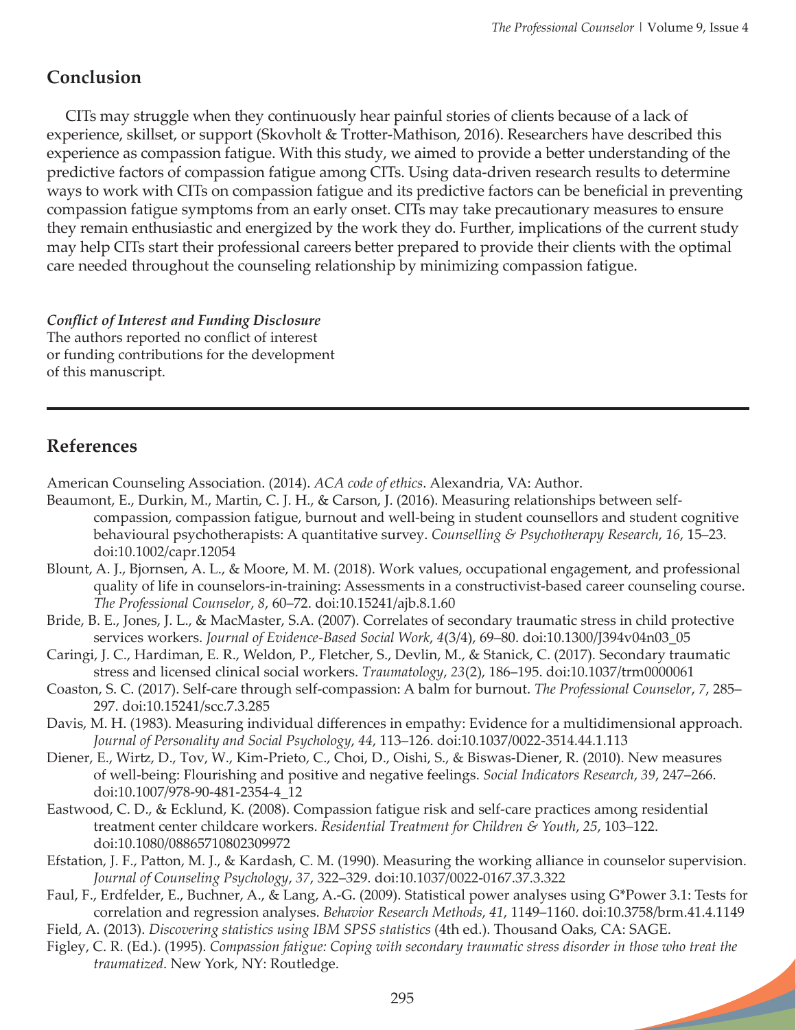## Conclusion

CITs may struggle when they continuously hear painful stories of clients because of a lack of experience, skillset, or support (Skovholt & Trotter-Mathison, 2016). Researchers have described this experience as compassion fatigue. With this study, we aimed to provide a better understanding of the predictive factors of compassion fatigue among CITs. Using data-driven research results to determine ways to work with CITs on compassion fatigue and its predictive factors can be beneficial in preventing compassion fatigue symptoms from an early onset. CITs may take precautionary measures to ensure they remain enthusiastic and energized by the work they do. Further, implications of the current study may help CITs start their professional careers better prepared to provide their clients with the optimal care needed throughout the counseling relationship by minimizing compassion fatigue.

***Conflict of Interest and Funding Disclosure***
The authors reported no conflict of interest or funding contributions for the development of this manuscript.

## References

American Counseling Association. (2014). *ACA code of ethics*. Alexandria, VA: Author.

Beaumont, E., Durkin, M., Martin, C. J. H., & Carson, J. (2016). Measuring relationships between self-compassion, compassion fatigue, burnout and well-being in student counsellors and student cognitive behavioural psychotherapists: A quantitative survey. *Counselling & Psychotherapy Research*, *16*, 15–23. doi:10.1002/capr.12054

Blount, A. J., Bjornsen, A. L., & Moore, M. M. (2018). Work values, occupational engagement, and professional quality of life in counselors-in-training: Assessments in a constructivist-based career counseling course. *The Professional Counselor*, *8*, 60–72. doi:10.15241/ajb.8.1.60

Bride, B. E., Jones, J. L., & MacMaster, S.A. (2007). Correlates of secondary traumatic stress in child protective services workers. *Journal of Evidence-Based Social Work*, *4*(3/4), 69–80. doi:10.1300/J394v04n03_05

Caringi, J. C., Hardiman, E. R., Weldon, P., Fletcher, S., Devlin, M., & Stanick, C. (2017). Secondary traumatic stress and licensed clinical social workers. *Traumatology*, *23*(2), 186–195. doi:10.1037/trm0000061

Coaston, S. C. (2017). Self-care through self-compassion: A balm for burnout. *The Professional Counselor*, *7*, 285–297. doi:10.15241/scc.7.3.285

Davis, M. H. (1983). Measuring individual differences in empathy: Evidence for a multidimensional approach. *Journal of Personality and Social Psychology*, *44*, 113–126. doi:10.1037/0022-3514.44.1.113

Diener, E., Wirtz, D., Tov, W., Kim-Prieto, C., Choi, D., Oishi, S., & Biswas-Diener, R. (2010). New measures of well-being: Flourishing and positive and negative feelings. *Social Indicators Research*, *39*, 247–266. doi:10.1007/978-90-481-2354-4_12

Eastwood, C. D., & Ecklund, K. (2008). Compassion fatigue risk and self-care practices among residential treatment center childcare workers. *Residential Treatment for Children & Youth*, *25*, 103–122. doi:10.1080/08865710802309972

Efstation, J. F., Patton, M. J., & Kardash, C. M. (1990). Measuring the working alliance in counselor supervision. *Journal of Counseling Psychology*, *37*, 322–329. doi:10.1037/0022-0167.37.3.322

Faul, F., Erdfelder, E., Buchner, A., & Lang, A.-G. (2009). Statistical power analyses using G*Power 3.1: Tests for correlation and regression analyses. *Behavior Research Methods*, *41*, 1149–1160. doi:10.3758/brm.41.4.1149

Field, A. (2013). *Discovering statistics using IBM SPSS statistics* (4th ed.). Thousand Oaks, CA: SAGE.

Figley, C. R. (Ed.). (1995). *Compassion fatigue: Coping with secondary traumatic stress disorder in those who treat the traumatized*. New York, NY: Routledge.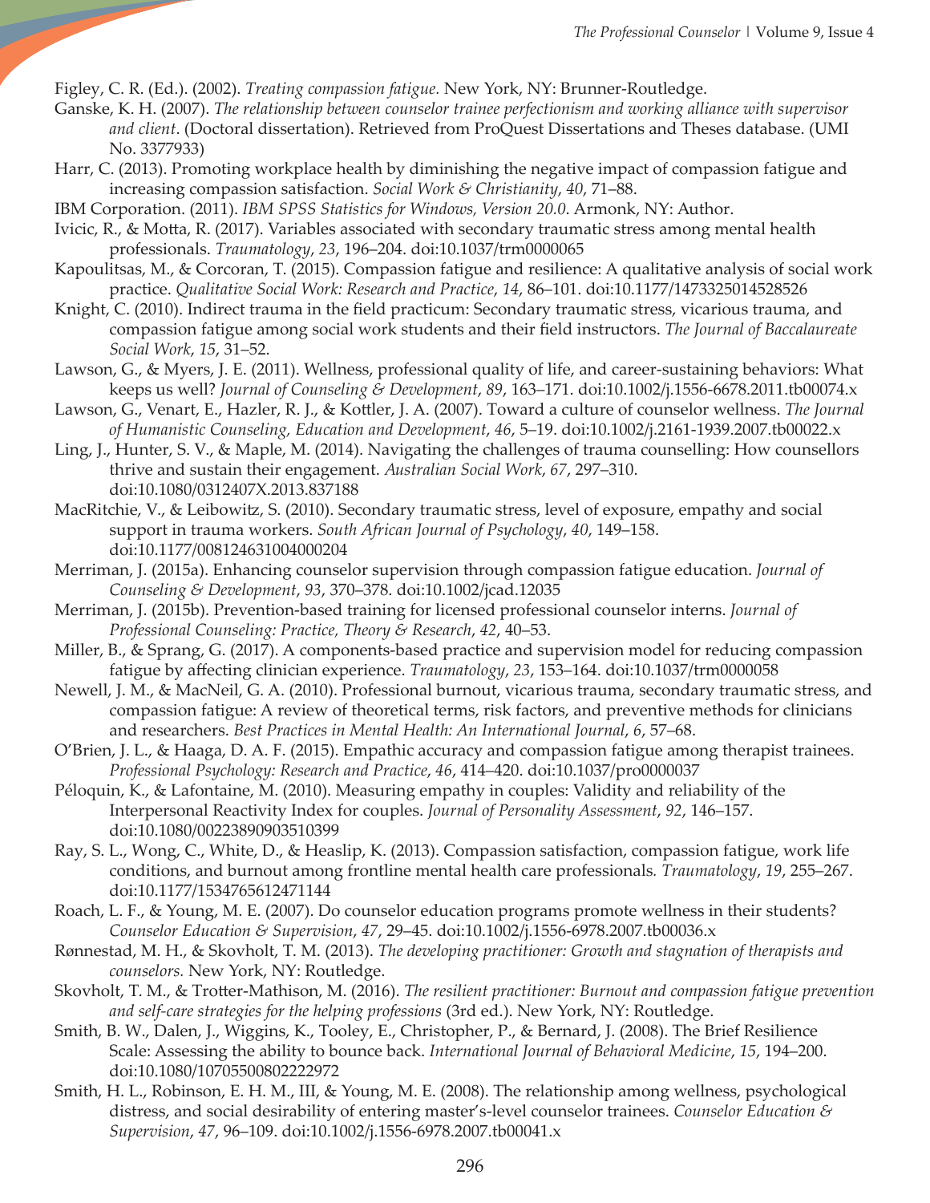Figley, C. R. (Ed.). (2002). *Treating compassion fatigue*. New York, NY: Brunner-Routledge.

Ganske, K. H. (2007). *The relationship between counselor trainee perfectionism and working alliance with supervisor and client*. (Doctoral dissertation). Retrieved from ProQuest Dissertations and Theses database. (UMI No. 3377933)

Harr, C. (2013). Promoting workplace health by diminishing the negative impact of compassion fatigue and increasing compassion satisfaction. *Social Work & Christianity*, *40*, 71–88.

IBM Corporation. (2011). *IBM SPSS Statistics for Windows, Version 20.0*. Armonk, NY: Author.

Ivicic, R., & Motta, R. (2017). Variables associated with secondary traumatic stress among mental health professionals. *Traumatology*, *23*, 196–204. doi:10.1037/trm0000065

Kapoulitsas, M., & Corcoran, T. (2015). Compassion fatigue and resilience: A qualitative analysis of social work practice. *Qualitative Social Work: Research and Practice*, *14*, 86–101. doi:10.1177/1473325014528526

Knight, C. (2010). Indirect trauma in the field practicum: Secondary traumatic stress, vicarious trauma, and compassion fatigue among social work students and their field instructors. *The Journal of Baccalaureate Social Work*, *15*, 31–52.

Lawson, G., & Myers, J. E. (2011). Wellness, professional quality of life, and career-sustaining behaviors: What keeps us well? *Journal of Counseling & Development*, *89*, 163–171. doi:10.1002/j.1556-6678.2011.tb00074.x

Lawson, G., Venart, E., Hazler, R. J., & Kottler, J. A. (2007). Toward a culture of counselor wellness. *The Journal of Humanistic Counseling, Education and Development*, *46*, 5–19. doi:10.1002/j.2161-1939.2007.tb00022.x

Ling, J., Hunter, S. V., & Maple, M. (2014). Navigating the challenges of trauma counselling: How counsellors thrive and sustain their engagement. *Australian Social Work*, *67*, 297–310. doi:10.1080/0312407X.2013.837188

MacRitchie, V., & Leibowitz, S. (2010). Secondary traumatic stress, level of exposure, empathy and social support in trauma workers. *South African Journal of Psychology*, *40*, 149–158. doi:10.1177/008124631004000204

Merriman, J. (2015a). Enhancing counselor supervision through compassion fatigue education. *Journal of Counseling & Development*, *93*, 370–378. doi:10.1002/jcad.12035

Merriman, J. (2015b). Prevention-based training for licensed professional counselor interns. *Journal of Professional Counseling: Practice, Theory & Research*, *42*, 40–53.

Miller, B., & Sprang, G. (2017). A components-based practice and supervision model for reducing compassion fatigue by affecting clinician experience. *Traumatology*, *23*, 153–164. doi:10.1037/trm0000058

Newell, J. M., & MacNeil, G. A. (2010). Professional burnout, vicarious trauma, secondary traumatic stress, and compassion fatigue: A review of theoretical terms, risk factors, and preventive methods for clinicians and researchers. *Best Practices in Mental Health: An International Journal*, *6*, 57–68.

O'Brien, J. L., & Haaga, D. A. F. (2015). Empathic accuracy and compassion fatigue among therapist trainees. *Professional Psychology: Research and Practice*, *46*, 414–420. doi:10.1037/pro0000037

Péloquin, K., & Lafontaine, M. (2010). Measuring empathy in couples: Validity and reliability of the Interpersonal Reactivity Index for couples. *Journal of Personality Assessment*, *92*, 146–157. doi:10.1080/00223890903510399

Ray, S. L., Wong, C., White, D., & Heaslip, K. (2013). Compassion satisfaction, compassion fatigue, work life conditions, and burnout among frontline mental health care professionals. *Traumatology*, *19*, 255–267. doi:10.1177/1534765612471144

Roach, L. F., & Young, M. E. (2007). Do counselor education programs promote wellness in their students? *Counselor Education & Supervision*, *47*, 29–45. doi:10.1002/j.1556-6978.2007.tb00036.x

Rønnestad, M. H., & Skovholt, T. M. (2013). *The developing practitioner: Growth and stagnation of therapists and counselors.* New York, NY: Routledge.

Skovholt, T. M., & Trotter-Mathison, M. (2016). *The resilient practitioner: Burnout and compassion fatigue prevention and self-care strategies for the helping professions* (3rd ed.). New York, NY: Routledge.

Smith, B. W., Dalen, J., Wiggins, K., Tooley, E., Christopher, P., & Bernard, J. (2008). The Brief Resilience Scale: Assessing the ability to bounce back. *International Journal of Behavioral Medicine*, *15*, 194–200. doi:10.1080/10705500802222972

Smith, H. L., Robinson, E. H. M., III, & Young, M. E. (2008). The relationship among wellness, psychological distress, and social desirability of entering master's-level counselor trainees. *Counselor Education & Supervision*, *47*, 96–109. doi:10.1002/j.1556-6978.2007.tb00041.x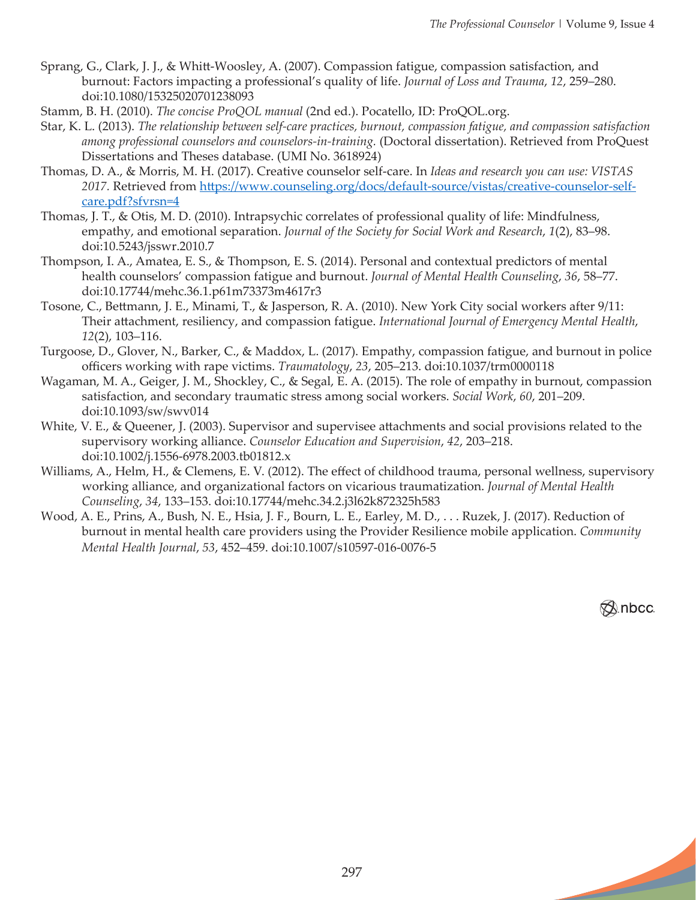Sprang, G., Clark, J. J., & Whitt-Woosley, A. (2007). Compassion fatigue, compassion satisfaction, and burnout: Factors impacting a professional's quality of life. *Journal of Loss and Trauma*, *12*, 259–280. doi:10.1080/15325020701238093

Stamm, B. H. (2010). *The concise ProQOL manual* (2nd ed.). Pocatello, ID: ProQOL.org.

Star, K. L. (2013). *The relationship between self-care practices, burnout, compassion fatigue, and compassion satisfaction among professional counselors and counselors-in-training.* (Doctoral dissertation). Retrieved from ProQuest Dissertations and Theses database. (UMI No. 3618924)

Thomas, D. A., & Morris, M. H. (2017). Creative counselor self-care. In *Ideas and research you can use: VISTAS 2017*. Retrieved from https://www.counseling.org/docs/default-source/vistas/creative-counselor-self-care.pdf?sfvrsn=4

Thomas, J. T., & Otis, M. D. (2010). Intrapsychic correlates of professional quality of life: Mindfulness, empathy, and emotional separation. *Journal of the Society for Social Work and Research*, *1*(2), 83–98. doi:10.5243/jsswr.2010.7

Thompson, I. A., Amatea, E. S., & Thompson, E. S. (2014). Personal and contextual predictors of mental health counselors' compassion fatigue and burnout. *Journal of Mental Health Counseling*, *36*, 58–77. doi:10.17744/mehc.36.1.p61m73373m4617r3

Tosone, C., Bettmann, J. E., Minami, T., & Jasperson, R. A. (2010). New York City social workers after 9/11: Their attachment, resiliency, and compassion fatigue. *International Journal of Emergency Mental Health*, *12*(2), 103–116.

Turgoose, D., Glover, N., Barker, C., & Maddox, L. (2017). Empathy, compassion fatigue, and burnout in police officers working with rape victims. *Traumatology*, *23*, 205–213. doi:10.1037/trm0000118

Wagaman, M. A., Geiger, J. M., Shockley, C., & Segal, E. A. (2015). The role of empathy in burnout, compassion satisfaction, and secondary traumatic stress among social workers. *Social Work*, *60*, 201–209. doi:10.1093/sw/swv014

White, V. E., & Queener, J. (2003). Supervisor and supervisee attachments and social provisions related to the supervisory working alliance. *Counselor Education and Supervision*, *42*, 203–218. doi:10.1002/j.1556-6978.2003.tb01812.x

Williams, A., Helm, H., & Clemens, E. V. (2012). The effect of childhood trauma, personal wellness, supervisory working alliance, and organizational factors on vicarious traumatization. *Journal of Mental Health Counseling*, *34*, 133–153. doi:10.17744/mehc.34.2.j3l62k872325h583

Wood, A. E., Prins, A., Bush, N. E., Hsia, J. F., Bourn, L. E., Earley, M. D., . . . Ruzek, J. (2017). Reduction of burnout in mental health care providers using the Provider Resilience mobile application. *Community Mental Health Journal*, *53*, 452–459. doi:10.1007/s10597-016-0076-5